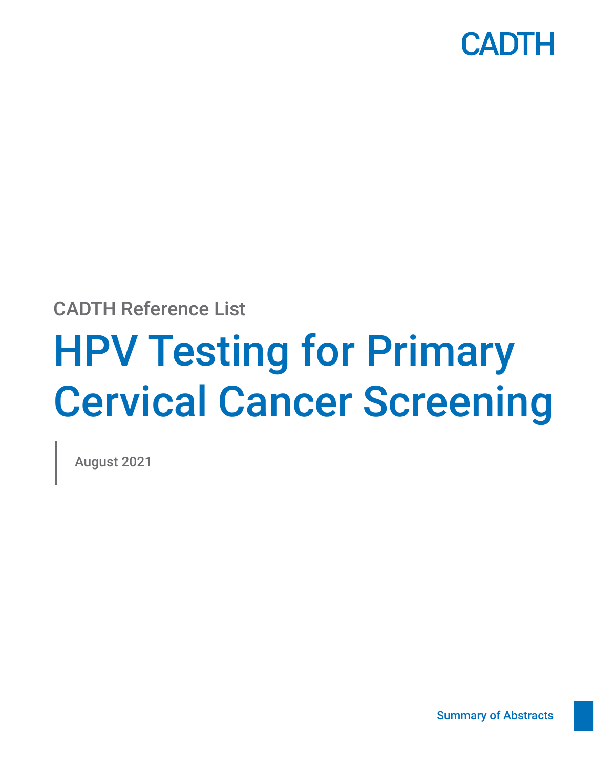CADTH

CADTH Reference List

# HPV Testing for Primary Cervical Cancer Screening

August 2021

Summary of Abstracts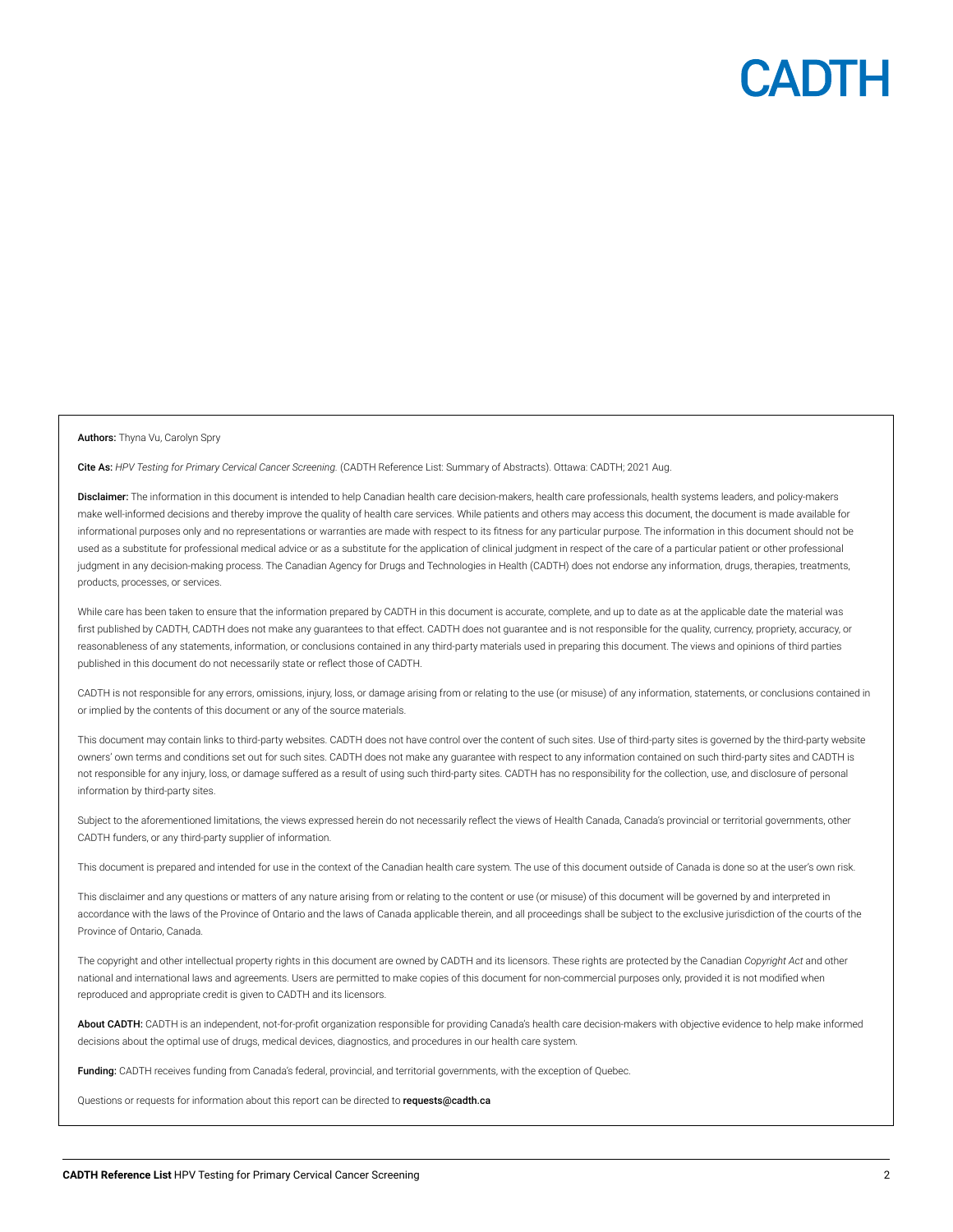**Authors:** Thyna Vu, Carolyn Spry

**Cite As:** *HPV Testing for Primary Cervical Cancer Screening.* (CADTH Reference List: Summary of Abstracts). Ottawa: CADTH; 2021 Aug.

**Disclaimer:** The information in this document is intended to help Canadian health care decision-makers, health care professionals, health systems leaders, and policy-makers make well-informed decisions and thereby improve the quality of health care services. While patients and others may access this document, the document is made available for informational purposes only and no representations or warranties are made with respect to its fitness for any particular purpose. The information in this document should not be used as a substitute for professional medical advice or as a substitute for the application of clinical judgment in respect of the care of a particular patient or other professional judgment in any decision-making process. The Canadian Agency for Drugs and Technologies in Health (CADTH) does not endorse any information, drugs, therapies, treatments, products, processes, or services.

While care has been taken to ensure that the information prepared by CADTH in this document is accurate, complete, and up to date as at the applicable date the material was first published by CADTH, CADTH does not make any guarantees to that effect. CADTH does not guarantee and is not responsible for the quality, currency, propriety, accuracy, or reasonableness of any statements, information, or conclusions contained in any third-party materials used in preparing this document. The views and opinions of third parties published in this document do not necessarily state or reflect those of CADTH.

CADTH is not responsible for any errors, omissions, injury, loss, or damage arising from or relating to the use (or misuse) of any information, statements, or conclusions contained in or implied by the contents of this document or any of the source materials.

This document may contain links to third-party websites. CADTH does not have control over the content of such sites. Use of third-party sites is governed by the third-party website owners' own terms and conditions set out for such sites. CADTH does not make any guarantee with respect to any information contained on such third-party sites and CADTH is not responsible for any injury, loss, or damage suffered as a result of using such third-party sites. CADTH has no responsibility for the collection, use, and disclosure of personal information by third-party sites.

Subject to the aforementioned limitations, the views expressed herein do not necessarily reflect the views of Health Canada, Canada's provincial or territorial governments, other CADTH funders, or any third-party supplier of information.

This document is prepared and intended for use in the context of the Canadian health care system. The use of this document outside of Canada is done so at the user's own risk.

This disclaimer and any questions or matters of any nature arising from or relating to the content or use (or misuse) of this document will be governed by and interpreted in accordance with the laws of the Province of Ontario and the laws of Canada applicable therein, and all proceedings shall be subject to the exclusive jurisdiction of the courts of the Province of Ontario, Canada.

The copyright and other intellectual property rights in this document are owned by CADTH and its licensors. These rights are protected by the Canadian *Copyright Act* and other national and international laws and agreements. Users are permitted to make copies of this document for non-commercial purposes only, provided it is not modified when reproduced and appropriate credit is given to CADTH and its licensors.

**About CADTH:** CADTH is an independent, not-for-profit organization responsible for providing Canada's health care decision-makers with objective evidence to help make informed decisions about the optimal use of drugs, medical devices, diagnostics, and procedures in our health care system.

**Funding:** CADTH receives funding from Canada's federal, provincial, and territorial governments, with the exception of Quebec.

Questions or requests for information about this report can be directed to **requests@cadth.ca**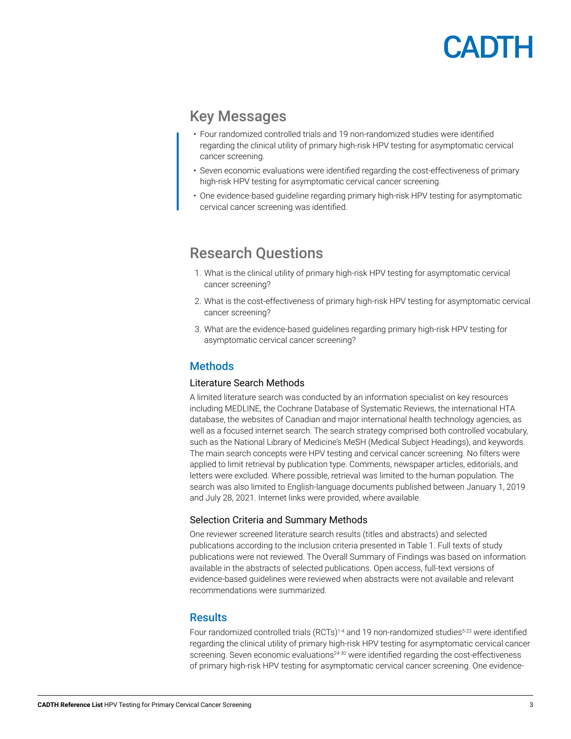## Key Messages

- Four randomized controlled trials and 19 non-randomized studies were identified regarding the clinical utility of primary high-risk HPV testing for asymptomatic cervical cancer screening.
- Seven economic evaluations were identified regarding the cost-effectiveness of primary high-risk HPV testing for asymptomatic cervical cancer screening.
- One evidence-based guideline regarding primary high-risk HPV testing for asymptomatic cervical cancer screening was identified.

## Research Questions

1. What is the clinical utility of primary high-risk HPV testing for asymptomatic cervical cancer screening?
2. What is the cost-effectiveness of primary high-risk HPV testing for asymptomatic cervical cancer screening?
3. What are the evidence-based guidelines regarding primary high-risk HPV testing for asymptomatic cervical cancer screening?

### Methods

#### Literature Search Methods

A limited literature search was conducted by an information specialist on key resources including MEDLINE, the Cochrane Database of Systematic Reviews, the international HTA database, the websites of Canadian and major international health technology agencies, as well as a focused internet search. The search strategy comprised both controlled vocabulary, such as the National Library of Medicine's MeSH (Medical Subject Headings), and keywords. The main search concepts were HPV testing and cervical cancer screening. No filters were applied to limit retrieval by publication type. Comments, newspaper articles, editorials, and letters were excluded. Where possible, retrieval was limited to the human population. The search was also limited to English-language documents published between January 1, 2019 and July 28, 2021. Internet links were provided, where available.

#### Selection Criteria and Summary Methods

One reviewer screened literature search results (titles and abstracts) and selected publications according to the inclusion criteria presented in Table 1. Full texts of study publications were not reviewed. The Overall Summary of Findings was based on information available in the abstracts of selected publications. Open access, full-text versions of evidence-based guidelines were reviewed when abstracts were not available and relevant recommendations were summarized.

### Results

Four randomized controlled trials (RCTs)[1-4] and 19 non-randomized studies[5-23] were identified regarding the clinical utility of primary high-risk HPV testing for asymptomatic cervical cancer screening. Seven economic evaluations[24-30] were identified regarding the cost-effectiveness of primary high-risk HPV testing for asymptomatic cervical cancer screening. One evidence-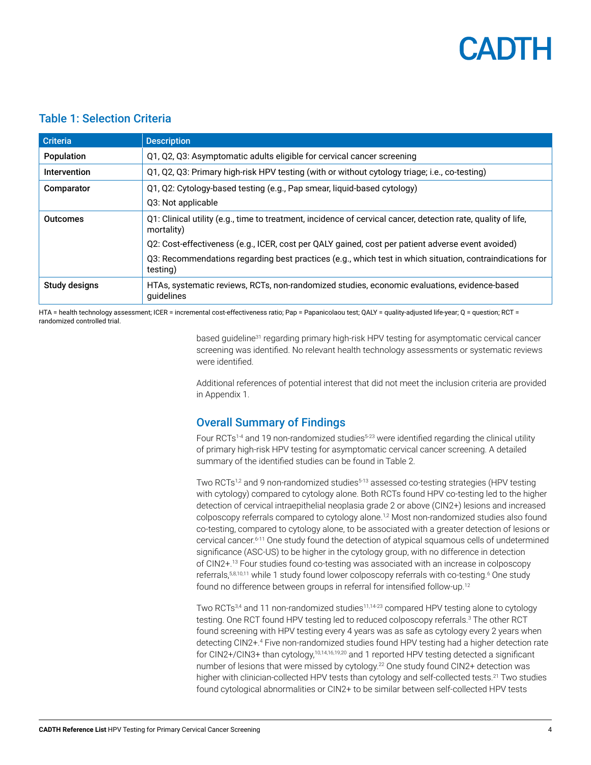## Table 1: Selection Criteria

| Criteria | Description |
|---|---|
| **Population** | Q1, Q2, Q3: Asymptomatic adults eligible for cervical cancer screening |
| **Intervention** | Q1, Q2, Q3: Primary high-risk HPV testing (with or without cytology triage; i.e., co-testing) |
| **Comparator** | Q1, Q2: Cytology-based testing (e.g., Pap smear, liquid-based cytology)<br>Q3: Not applicable |
| **Outcomes** | Q1: Clinical utility (e.g., time to treatment, incidence of cervical cancer, detection rate, quality of life, mortality)<br>Q2: Cost-effectiveness (e.g., ICER, cost per QALY gained, cost per patient adverse event avoided)<br>Q3: Recommendations regarding best practices (e.g., which test in which situation, contraindications for testing) |
| **Study designs** | HTAs, systematic reviews, RCTs, non-randomized studies, economic evaluations, evidence-based guidelines |

HTA = health technology assessment; ICER = incremental cost-effectiveness ratio; Pap = Papanicolaou test; QALY = quality-adjusted life-year; Q = question; RCT = randomized controlled trial.

based guideline[31] regarding primary high-risk HPV testing for asymptomatic cervical cancer screening was identified. No relevant health technology assessments or systematic reviews were identified.

Additional references of potential interest that did not meet the inclusion criteria are provided in Appendix 1.

## Overall Summary of Findings

Four RCTs[1-4] and 19 non-randomized studies[5-23] were identified regarding the clinical utility of primary high-risk HPV testing for asymptomatic cervical cancer screening. A detailed summary of the identified studies can be found in Table 2.

Two RCTs[1,2] and 9 non-randomized studies[5-13] assessed co-testing strategies (HPV testing with cytology) compared to cytology alone. Both RCTs found HPV co-testing led to the higher detection of cervical intraepithelial neoplasia grade 2 or above (CIN2+) lesions and increased colposcopy referrals compared to cytology alone.[1,2] Most non-randomized studies also found co-testing, compared to cytology alone, to be associated with a greater detection of lesions or cervical cancer.[6-11] One study found the detection of atypical squamous cells of undetermined significance (ASC-US) to be higher in the cytology group, with no difference in detection of CIN2+.[13] Four studies found co-testing was associated with an increase in colposcopy referrals,[5,8,10,11] while 1 study found lower colposcopy referrals with co-testing.[6] One study found no difference between groups in referral for intensified follow-up.[12]

Two RCTs[3,4] and 11 non-randomized studies[11,14-23] compared HPV testing alone to cytology testing. One RCT found HPV testing led to reduced colposcopy referrals.[3] The other RCT found screening with HPV testing every 4 years was as safe as cytology every 2 years when detecting CIN2+.[4] Five non-randomized studies found HPV testing had a higher detection rate for CIN2+/CIN3+ than cytology,[10,14,16,19,20] and 1 reported HPV testing detected a significant number of lesions that were missed by cytology.[22] One study found CIN2+ detection was higher with clinician-collected HPV tests than cytology and self-collected tests.[21] Two studies found cytological abnormalities or CIN2+ to be similar between self-collected HPV tests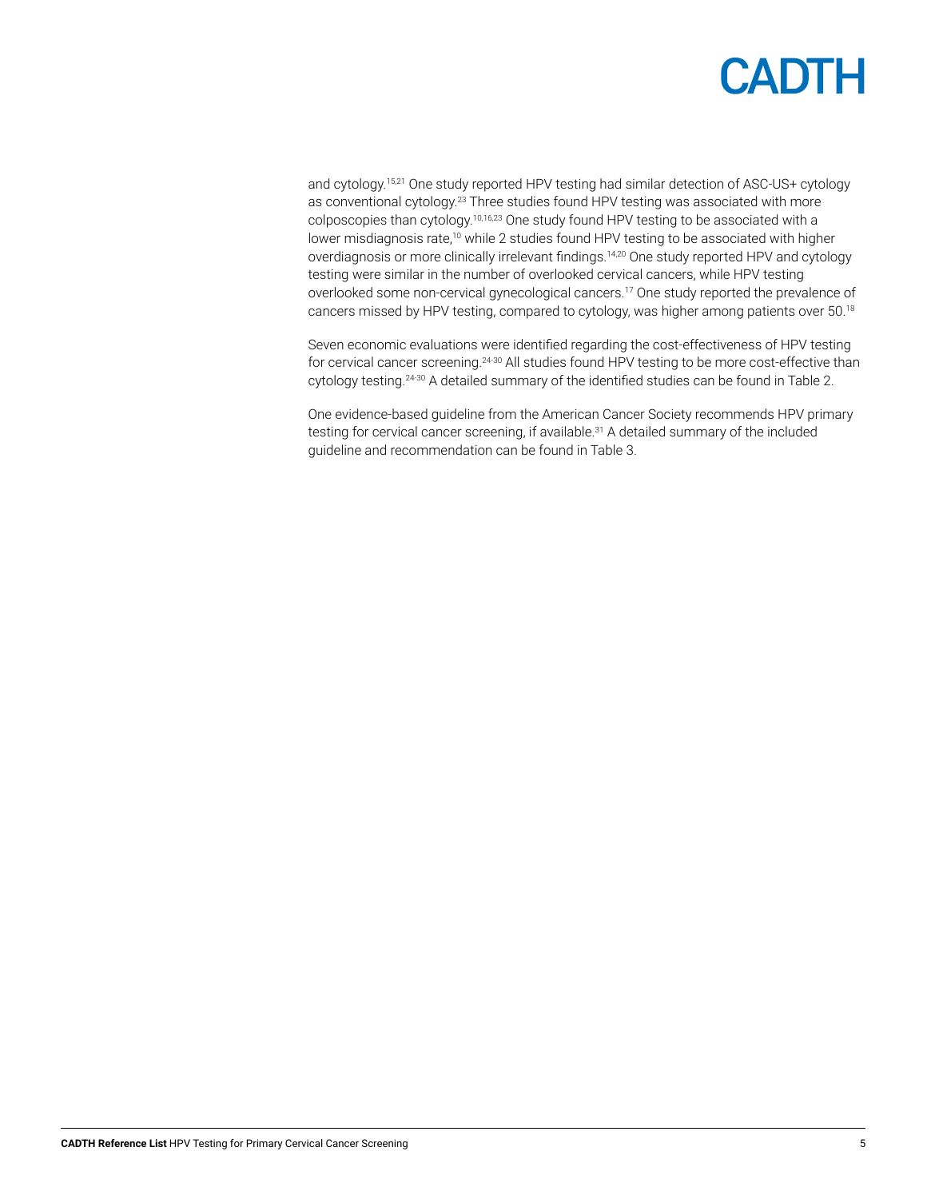and cytology.[15,21] One study reported HPV testing had similar detection of ASC-US+ cytology as conventional cytology.[23] Three studies found HPV testing was associated with more colposcopies than cytology.[10,16,23] One study found HPV testing to be associated with a lower misdiagnosis rate,[10] while 2 studies found HPV testing to be associated with higher overdiagnosis or more clinically irrelevant findings.[14,20] One study reported HPV and cytology testing were similar in the number of overlooked cervical cancers, while HPV testing overlooked some non-cervical gynecological cancers.[17] One study reported the prevalence of cancers missed by HPV testing, compared to cytology, was higher among patients over 50.[18]

Seven economic evaluations were identified regarding the cost-effectiveness of HPV testing for cervical cancer screening.[24-30] All studies found HPV testing to be more cost-effective than cytology testing.[24-30] A detailed summary of the identified studies can be found in Table 2.

One evidence-based guideline from the American Cancer Society recommends HPV primary testing for cervical cancer screening, if available.[31] A detailed summary of the included guideline and recommendation can be found in Table 3.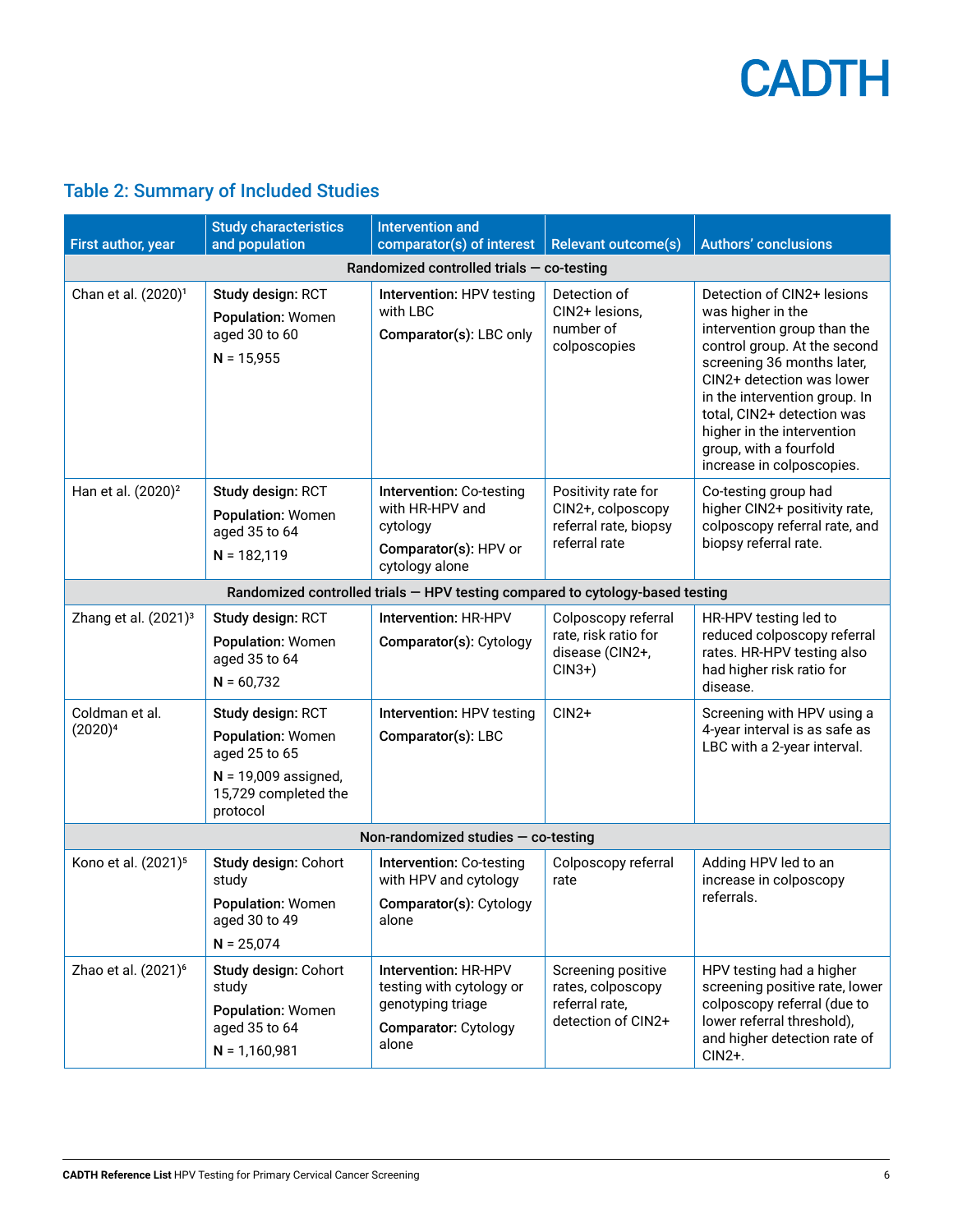## Table 2: Summary of Included Studies

| First author, year | Study characteristics and population | Intervention and comparator(s) of interest | Relevant outcome(s) | Authors' conclusions |
| --- | --- | --- | --- | --- |
| **Randomized controlled trials — co-testing** | | | | |
| Chan et al. (2020)[1] | **Study design:** RCT<br>**Population:** Women aged 30 to 60<br>**N** = 15,955 | **Intervention:** HPV testing with LBC<br>**Comparator(s):** LBC only | Detection of CIN2+ lesions, number of colposcopies | Detection of CIN2+ lesions was higher in the intervention group than the control group. At the second screening 36 months later, CIN2+ detection was lower in the intervention group. In total, CIN2+ detection was higher in the intervention group, with a fourfold increase in colposcopies. |
| Han et al. (2020)[2] | **Study design:** RCT<br>**Population:** Women aged 35 to 64<br>**N** = 182,119 | **Intervention:** Co-testing with HR-HPV and cytology<br>**Comparator(s):** HPV or cytology alone | Positivity rate for CIN2+, colposcopy referral rate, biopsy referral rate | Co-testing group had higher CIN2+ positivity rate, colposcopy referral rate, and biopsy referral rate. |
| **Randomized controlled trials — HPV testing compared to cytology-based testing** | | | | |
| Zhang et al. (2021)[3] | **Study design:** RCT<br>**Population:** Women aged 35 to 64<br>**N** = 60,732 | **Intervention:** HR-HPV<br>**Comparator(s):** Cytology | Colposcopy referral rate, risk ratio for disease (CIN2+, CIN3+) | HR-HPV testing led to reduced colposcopy referral rates. HR-HPV testing also had higher risk ratio for disease. |
| Coldman et al. (2020)[4] | **Study design:** RCT<br>**Population:** Women aged 25 to 65<br>**N** = 19,009 assigned, 15,729 completed the protocol | **Intervention:** HPV testing<br>**Comparator(s):** LBC | CIN2+ | Screening with HPV using a 4-year interval is as safe as LBC with a 2-year interval. |
| **Non-randomized studies — co-testing** | | | | |
| Kono et al. (2021)[5] | **Study design:** Cohort study<br>**Population:** Women aged 30 to 49<br>**N** = 25,074 | **Intervention:** Co-testing with HPV and cytology<br>**Comparator(s):** Cytology alone | Colposcopy referral rate | Adding HPV led to an increase in colposcopy referrals. |
| Zhao et al. (2021)[6] | **Study design:** Cohort study<br>**Population:** Women aged 35 to 64<br>**N** = 1,160,981 | **Intervention:** HR-HPV testing with cytology or genotyping triage<br>**Comparator:** Cytology alone | Screening positive rates, colposcopy referral rate, detection of CIN2+ | HPV testing had a higher screening positive rate, lower colposcopy referral (due to lower referral threshold), and higher detection rate of CIN2+. |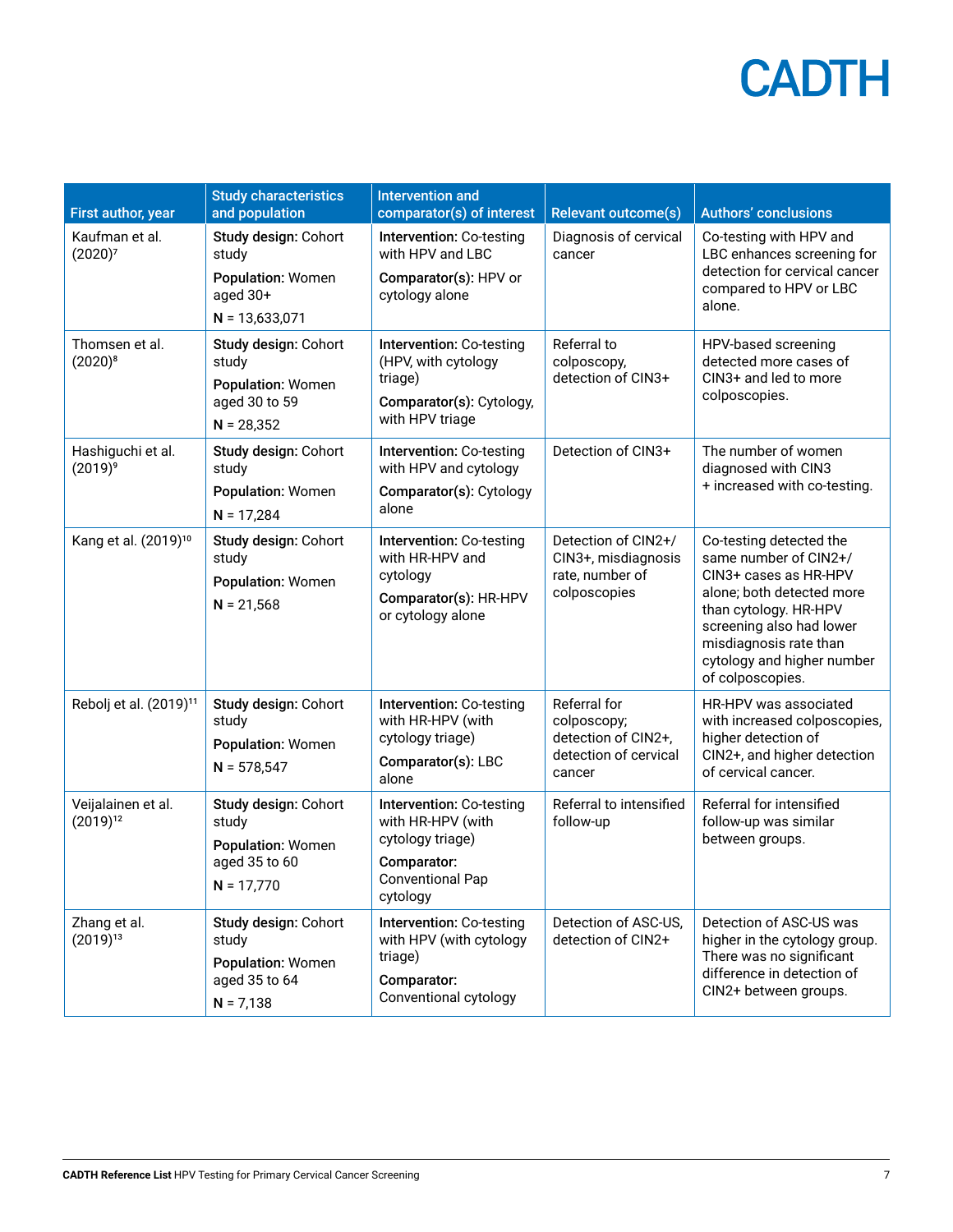| First author, year | Study characteristics and population | Intervention and comparator(s) of interest | Relevant outcome(s) | Authors' conclusions |
|---|---|---|---|---|
| Kaufman et al. (2020)[7] | **Study design:** Cohort study<br>**Population:** Women aged 30+<br>**N** = 13,633,071 | **Intervention:** Co-testing with HPV and LBC<br>**Comparator(s):** HPV or cytology alone | Diagnosis of cervical cancer | Co-testing with HPV and LBC enhances screening for detection for cervical cancer compared to HPV or LBC alone. |
| Thomsen et al. (2020)[8] | **Study design:** Cohort study<br>**Population:** Women aged 30 to 59<br>**N** = 28,352 | **Intervention:** Co-testing (HPV, with cytology triage)<br>**Comparator(s):** Cytology, with HPV triage | Referral to colposcopy, detection of CIN3+ | HPV-based screening detected more cases of CIN3+ and led to more colposcopies. |
| Hashiguchi et al. (2019)[9] | **Study design:** Cohort study<br>**Population:** Women<br>**N** = 17,284 | **Intervention:** Co-testing with HPV and cytology<br>**Comparator(s):** Cytology alone | Detection of CIN3+ | The number of women diagnosed with CIN3 + increased with co-testing. |
| Kang et al. (2019)[10] | **Study design:** Cohort study<br>**Population:** Women<br>**N** = 21,568 | **Intervention:** Co-testing with HR-HPV and cytology<br>**Comparator(s):** HR-HPV or cytology alone | Detection of CIN2+/ CIN3+, misdiagnosis rate, number of colposcopies | Co-testing detected the same number of CIN2+/ CIN3+ cases as HR-HPV alone; both detected more than cytology. HR-HPV screening also had lower misdiagnosis rate than cytology and higher number of colposcopies. |
| Rebolj et al. (2019)[11] | **Study design:** Cohort study<br>**Population:** Women<br>**N** = 578,547 | **Intervention:** Co-testing with HR-HPV (with cytology triage)<br>**Comparator(s):** LBC alone | Referral for colposcopy; detection of CIN2+, detection of cervical cancer | HR-HPV was associated with increased colposcopies, higher detection of CIN2+, and higher detection of cervical cancer. |
| Veijalainen et al. (2019)[12] | **Study design:** Cohort study<br>**Population:** Women aged 35 to 60<br>**N** = 17,770 | **Intervention:** Co-testing with HR-HPV (with cytology triage)<br>**Comparator:** Conventional Pap cytology | Referral to intensified follow-up | Referral for intensified follow-up was similar between groups. |
| Zhang et al. (2019)[13] | **Study design:** Cohort study<br>**Population:** Women aged 35 to 64<br>**N** = 7,138 | **Intervention:** Co-testing with HPV (with cytology triage)<br>**Comparator:** Conventional cytology | Detection of ASC-US, detection of CIN2+ | Detection of ASC-US was higher in the cytology group. There was no significant difference in detection of CIN2+ between groups. |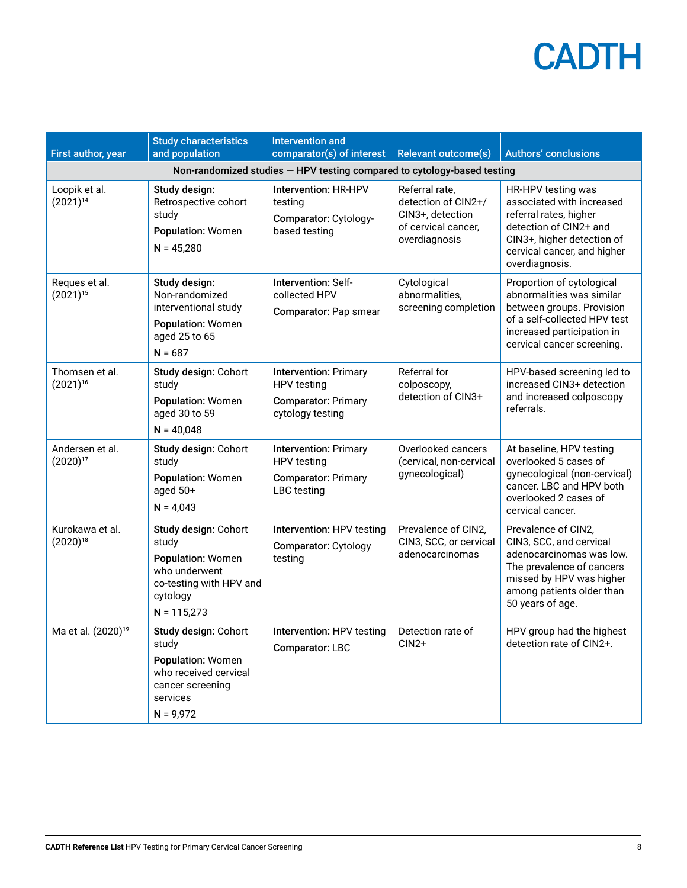| First author, year | Study characteristics and population | Intervention and comparator(s) of interest | Relevant outcome(s) | Authors' conclusions |
|---|---|---|---|---|
| **Non-randomized studies — HPV testing compared to cytology-based testing** | | | | |
| Loopik et al. (2021)[14] | **Study design:** Retrospective cohort study<br>**Population:** Women<br>**N** = 45,280 | **Intervention:** HR-HPV testing<br>**Comparator:** Cytology-based testing | Referral rate, detection of CIN2+/CIN3+, detection of cervical cancer, overdiagnosis | HR-HPV testing was associated with increased referral rates, higher detection of CIN2+ and CIN3+, higher detection of cervical cancer, and higher overdiagnosis. |
| Reques et al. (2021)[15] | **Study design:** Non-randomized interventional study<br>**Population:** Women aged 25 to 65<br>**N** = 687 | **Intervention:** Self-collected HPV<br>**Comparator:** Pap smear | Cytological abnormalities, screening completion | Proportion of cytological abnormalities was similar between groups. Provision of a self-collected HPV test increased participation in cervical cancer screening. |
| Thomsen et al. (2021)[16] | **Study design:** Cohort study<br>**Population:** Women aged 30 to 59<br>**N** = 40,048 | **Intervention:** Primary HPV testing<br>**Comparator:** Primary cytology testing | Referral for colposcopy, detection of CIN3+ | HPV-based screening led to increased CIN3+ detection and increased colposcopy referrals. |
| Andersen et al. (2020)[17] | **Study design:** Cohort study<br>**Population:** Women aged 50+<br>**N** = 4,043 | **Intervention:** Primary HPV testing<br>**Comparator:** Primary LBC testing | Overlooked cancers (cervical, non-cervical gynecological) | At baseline, HPV testing overlooked 5 cases of gynecological (non-cervical) cancer. LBC and HPV both overlooked 2 cases of cervical cancer. |
| Kurokawa et al. (2020)[18] | **Study design:** Cohort study<br>**Population:** Women who underwent co-testing with HPV and cytology<br>**N** = 115,273 | **Intervention:** HPV testing<br>**Comparator:** Cytology testing | Prevalence of CIN2, CIN3, SCC, or cervical adenocarcinomas | Prevalence of CIN2, CIN3, SCC, and cervical adenocarcinomas was low. The prevalence of cancers missed by HPV was higher among patients older than 50 years of age. |
| Ma et al. (2020)[19] | **Study design:** Cohort study<br>**Population:** Women who received cervical cancer screening services<br>**N** = 9,972 | **Intervention:** HPV testing<br>**Comparator:** LBC | Detection rate of CIN2+ | HPV group had the highest detection rate of CIN2+. |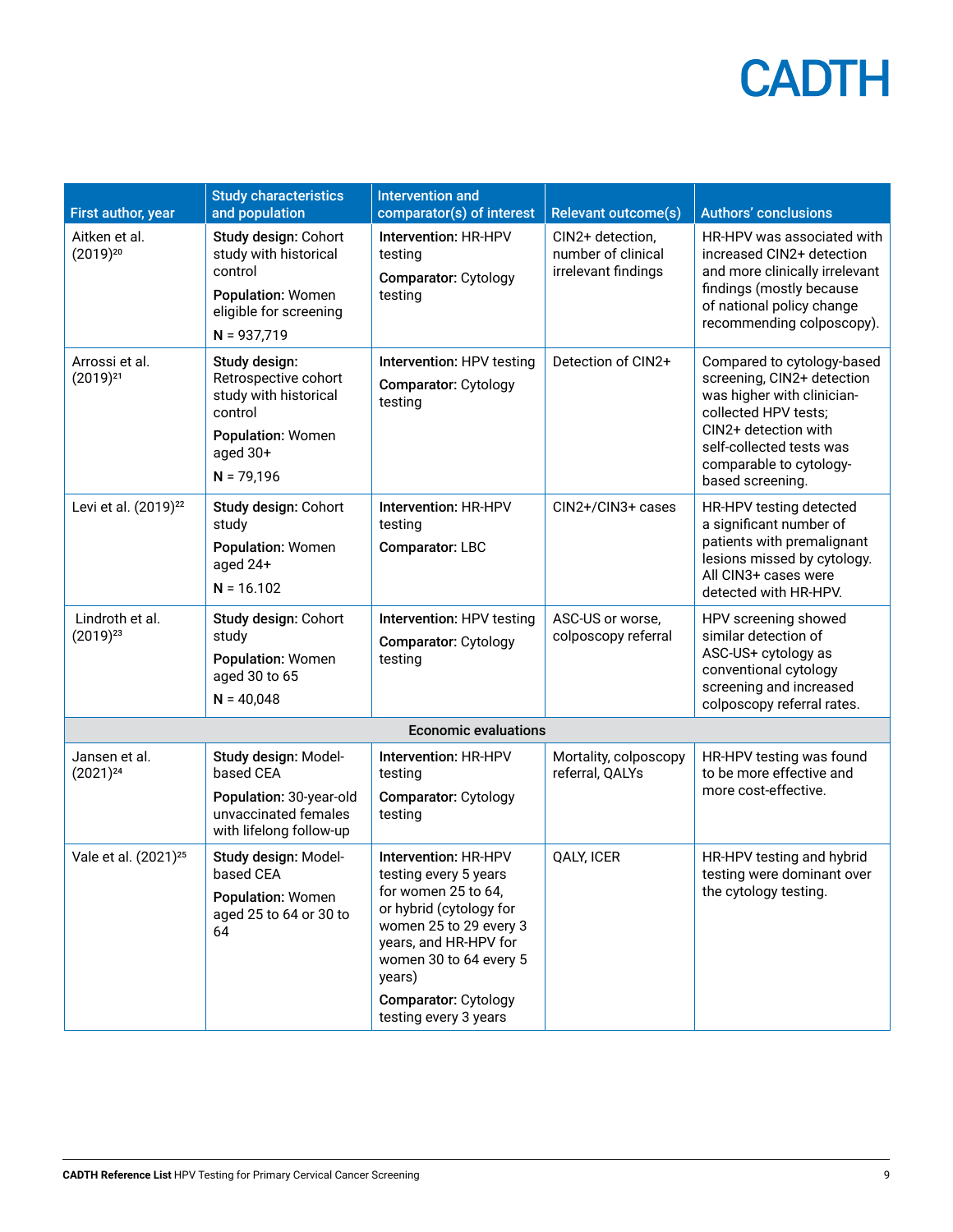| First author, year | Study characteristics and population | Intervention and comparator(s) of interest | Relevant outcome(s) | Authors' conclusions |
|---|---|---|---|---|
| Aitken et al. (2019)[20] | **Study design:** Cohort study with historical control<br>**Population:** Women eligible for screening<br>**N** = 937,719 | **Intervention:** HR-HPV testing<br>**Comparator:** Cytology testing | CIN2+ detection, number of clinical irrelevant findings | HR-HPV was associated with increased CIN2+ detection and more clinically irrelevant findings (mostly because of national policy change recommending colposcopy). |
| Arrossi et al. (2019)[21] | **Study design:** Retrospective cohort study with historical control<br>**Population:** Women aged 30+<br>**N** = 79,196 | **Intervention:** HPV testing<br>**Comparator:** Cytology testing | Detection of CIN2+ | Compared to cytology-based screening, CIN2+ detection was higher with clinician-collected HPV tests; CIN2+ detection with self-collected tests was comparable to cytology-based screening. |
| Levi et al. (2019)[22] | **Study design:** Cohort study<br>**Population:** Women aged 24+<br>**N** = 16.102 | **Intervention:** HR-HPV testing<br>**Comparator:** LBC | CIN2+/CIN3+ cases | HR-HPV testing detected a significant number of patients with premalignant lesions missed by cytology. All CIN3+ cases were detected with HR-HPV. |
| Lindroth et al. (2019)[23] | **Study design:** Cohort study<br>**Population:** Women aged 30 to 65<br>**N** = 40,048 | **Intervention:** HPV testing<br>**Comparator:** Cytology testing | ASC-US or worse, colposcopy referral | HPV screening showed similar detection of ASC-US+ cytology as conventional cytology screening and increased colposcopy referral rates. |
| **Economic evaluations** | | | | |
| Jansen et al. (2021)[24] | **Study design:** Model-based CEA<br>**Population:** 30-year-old unvaccinated females with lifelong follow-up | **Intervention:** HR-HPV testing<br>**Comparator:** Cytology testing | Mortality, colposcopy referral, QALYs | HR-HPV testing was found to be more effective and more cost-effective. |
| Vale et al. (2021)[25] | **Study design:** Model-based CEA<br>**Population:** Women aged 25 to 64 or 30 to 64 | **Intervention:** HR-HPV testing every 5 years for women 25 to 64, or hybrid (cytology for women 25 to 29 every 3 years, and HR-HPV for women 30 to 64 every 5 years)<br>**Comparator:** Cytology testing every 3 years | QALY, ICER | HR-HPV testing and hybrid testing were dominant over the cytology testing. |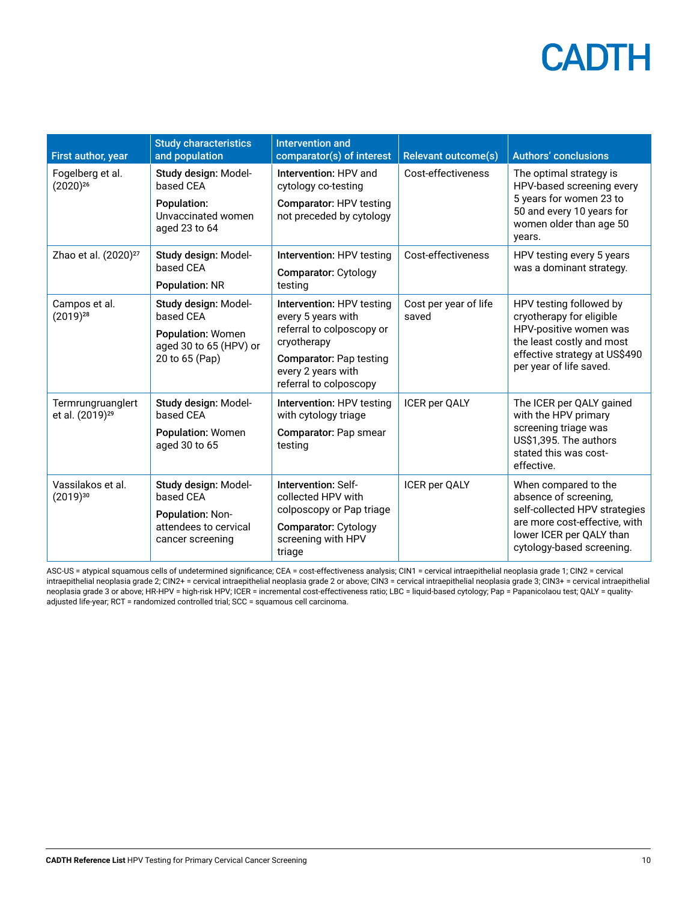| First author, year | Study characteristics and population | Intervention and comparator(s) of interest | Relevant outcome(s) | Authors' conclusions |
|---|---|---|---|---|
| Fogelberg et al. (2020)[26] | **Study design:** Model-based CEA<br>**Population:** Unvaccinated women aged 23 to 64 | **Intervention:** HPV and cytology co-testing<br>**Comparator:** HPV testing not preceded by cytology | Cost-effectiveness | The optimal strategy is HPV-based screening every 5 years for women 23 to 50 and every 10 years for women older than age 50 years. |
| Zhao et al. (2020)[27] | **Study design:** Model-based CEA<br>**Population:** NR | **Intervention:** HPV testing<br>**Comparator:** Cytology testing | Cost-effectiveness | HPV testing every 5 years was a dominant strategy. |
| Campos et al. (2019)[28] | **Study design:** Model-based CEA<br>**Population:** Women aged 30 to 65 (HPV) or 20 to 65 (Pap) | **Intervention:** HPV testing every 5 years with referral to colposcopy or cryotherapy<br>**Comparator:** Pap testing every 2 years with referral to colposcopy | Cost per year of life saved | HPV testing followed by cryotherapy for eligible HPV-positive women was the least costly and most effective strategy at US$490 per year of life saved. |
| Termrungruanglert et al. (2019)[29] | **Study design:** Model-based CEA<br>**Population:** Women aged 30 to 65 | **Intervention:** HPV testing with cytology triage<br>**Comparator:** Pap smear testing | ICER per QALY | The ICER per QALY gained with the HPV primary screening triage was US$1,395. The authors stated this was cost-effective. |
| Vassilakos et al. (2019)[30] | **Study design:** Model-based CEA<br>**Population:** Non-attendees to cervical cancer screening | **Intervention:** Self-collected HPV with colposcopy or Pap triage<br>**Comparator:** Cytology screening with HPV triage | ICER per QALY | When compared to the absence of screening, self-collected HPV strategies are more cost-effective, with lower ICER per QALY than cytology-based screening. |

ASC-US = atypical squamous cells of undetermined significance; CEA = cost-effectiveness analysis; CIN1 = cervical intraepithelial neoplasia grade 1; CIN2 = cervical intraepithelial neoplasia grade 2; CIN2+ = cervical intraepithelial neoplasia grade 2 or above; CIN3 = cervical intraepithelial neoplasia grade 3; CIN3+ = cervical intraepithelial neoplasia grade 3 or above; HR-HPV = high-risk HPV; ICER = incremental cost-effectiveness ratio; LBC = liquid-based cytology; Pap = Papanicolaou test; QALY = quality-adjusted life-year; RCT = randomized controlled trial; SCC = squamous cell carcinoma.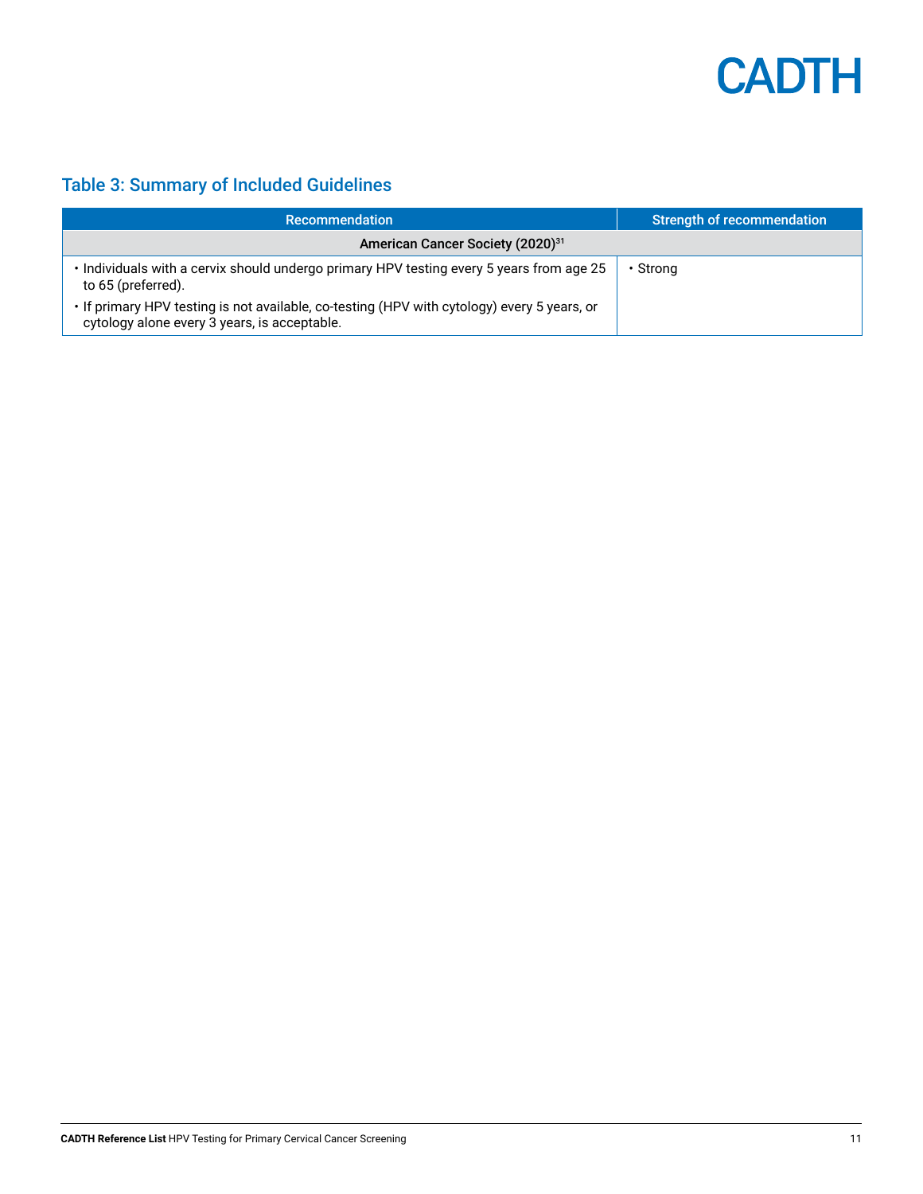## Table 3: Summary of Included Guidelines

| Recommendation | Strength of recommendation |
|---|---|
| American Cancer Society (2020)[31] | |
| • Individuals with a cervix should undergo primary HPV testing every 5 years from age 25 to 65 (preferred).<br>• If primary HPV testing is not available, co-testing (HPV with cytology) every 5 years, or cytology alone every 3 years, is acceptable. | • Strong |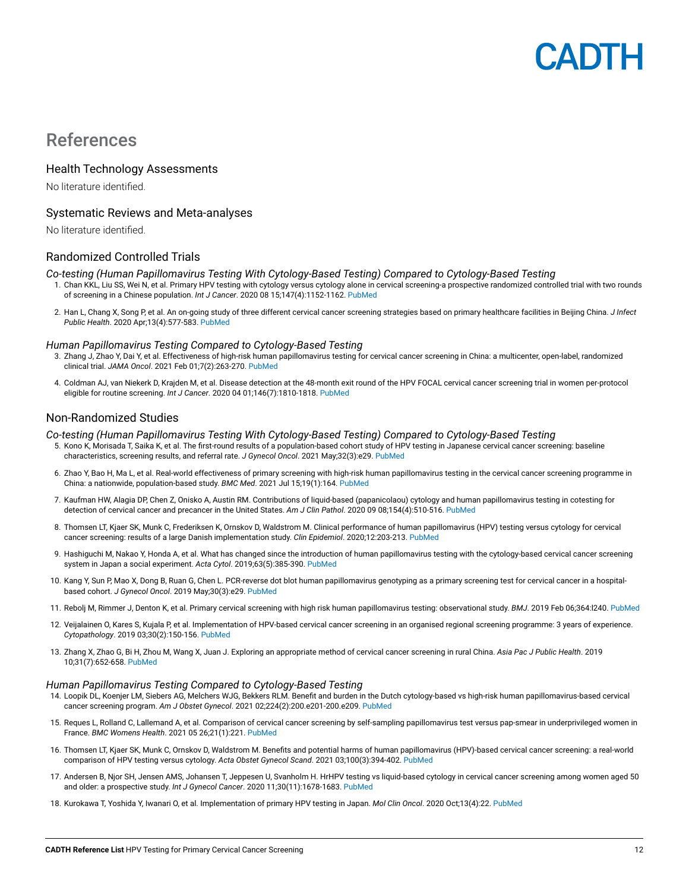# References

## Health Technology Assessments

No literature identified.

## Systematic Reviews and Meta-analyses

No literature identified.

## Randomized Controlled Trials

### *Co-testing (Human Papillomavirus Testing With Cytology-Based Testing) Compared to Cytology-Based Testing*

1. Chan KKL, Liu SS, Wei N, et al. Primary HPV testing with cytology versus cytology alone in cervical screening-a prospective randomized controlled trial with two rounds of screening in a Chinese population. *Int J Cancer*. 2020 08 15;147(4):1152-1162. PubMed

2. Han L, Chang X, Song P, et al. An on-going study of three different cervical cancer screening strategies based on primary healthcare facilities in Beijing China. *J Infect Public Health*. 2020 Apr;13(4):577-583. PubMed

### *Human Papillomavirus Testing Compared to Cytology-Based Testing*

3. Zhang J, Zhao Y, Dai Y, et al. Effectiveness of high-risk human papillomavirus testing for cervical cancer screening in China: a multicenter, open-label, randomized clinical trial. *JAMA Oncol*. 2021 Feb 01;7(2):263-270. PubMed

4. Coldman AJ, van Niekerk D, Krajden M, et al. Disease detection at the 48-month exit round of the HPV FOCAL cervical cancer screening trial in women per-protocol eligible for routine screening. *Int J Cancer*. 2020 04 01;146(7):1810-1818. PubMed

## Non-Randomized Studies

### *Co-testing (Human Papillomavirus Testing With Cytology-Based Testing) Compared to Cytology-Based Testing*

5. Kono K, Morisada T, Saika K, et al. The first-round results of a population-based cohort study of HPV testing in Japanese cervical cancer screening: baseline characteristics, screening results, and referral rate. *J Gynecol Oncol*. 2021 May;32(3):e29. PubMed

6. Zhao Y, Bao H, Ma L, et al. Real-world effectiveness of primary screening with high-risk human papillomavirus testing in the cervical cancer screening programme in China: a nationwide, population-based study. *BMC Med*. 2021 Jul 15;19(1):164. PubMed

7. Kaufman HW, Alagia DP, Chen Z, Onisko A, Austin RM. Contributions of liquid-based (papanicolaou) cytology and human papillomavirus testing in cotesting for detection of cervical cancer and precancer in the United States. *Am J Clin Pathol*. 2020 09 08;154(4):510-516. PubMed

8. Thomsen LT, Kjaer SK, Munk C, Frederiksen K, Ornskov D, Waldstrom M. Clinical performance of human papillomavirus (HPV) testing versus cytology for cervical cancer screening: results of a large Danish implementation study. *Clin Epidemiol*. 2020;12:203-213. PubMed

9. Hashiguchi M, Nakao Y, Honda A, et al. What has changed since the introduction of human papillomavirus testing with the cytology-based cervical cancer screening system in Japan a social experiment. *Acta Cytol*. 2019;63(5):385-390. PubMed

10. Kang Y, Sun P, Mao X, Dong B, Ruan G, Chen L. PCR-reverse dot blot human papillomavirus genotyping as a primary screening test for cervical cancer in a hospital-based cohort. *J Gynecol Oncol*. 2019 May;30(3):e29. PubMed

11. Rebolj M, Rimmer J, Denton K, et al. Primary cervical screening with high risk human papillomavirus testing: observational study. *BMJ*. 2019 Feb 06;364:l240. PubMed

12. Veijalainen O, Kares S, Kujala P, et al. Implementation of HPV-based cervical cancer screening in an organised regional screening programme: 3 years of experience. *Cytopathology*. 2019 03;30(2):150-156. PubMed

13. Zhang X, Zhao G, Bi H, Zhou M, Wang X, Juan J. Exploring an appropriate method of cervical cancer screening in rural China. *Asia Pac J Public Health*. 2019 10;31(7):652-658. PubMed

### *Human Papillomavirus Testing Compared to Cytology-Based Testing*

14. Loopik DL, Koenjer LM, Siebers AG, Melchers WJG, Bekkers RLM. Benefit and burden in the Dutch cytology-based vs high-risk human papillomavirus-based cervical cancer screening program. *Am J Obstet Gynecol*. 2021 02;224(2):200.e201-200.e209. PubMed

15. Reques L, Rolland C, Lallemand A, et al. Comparison of cervical cancer screening by self-sampling papillomavirus test versus pap-smear in underprivileged women in France. *BMC Womens Health*. 2021 05 26;21(1):221. PubMed

16. Thomsen LT, Kjaer SK, Munk C, Ornskov D, Waldstrom M. Benefits and potential harms of human papillomavirus (HPV)-based cervical cancer screening: a real-world comparison of HPV testing versus cytology. *Acta Obstet Gynecol Scand*. 2021 03;100(3):394-402. PubMed

17. Andersen B, Njor SH, Jensen AMS, Johansen T, Jeppesen U, Svanholm H. HrHPV testing vs liquid-based cytology in cervical cancer screening among women aged 50 and older: a prospective study. *Int J Gynecol Cancer*. 2020 11;30(11):1678-1683. PubMed

18. Kurokawa T, Yoshida Y, Iwanari O, et al. Implementation of primary HPV testing in Japan. *Mol Clin Oncol*. 2020 Oct;13(4):22. PubMed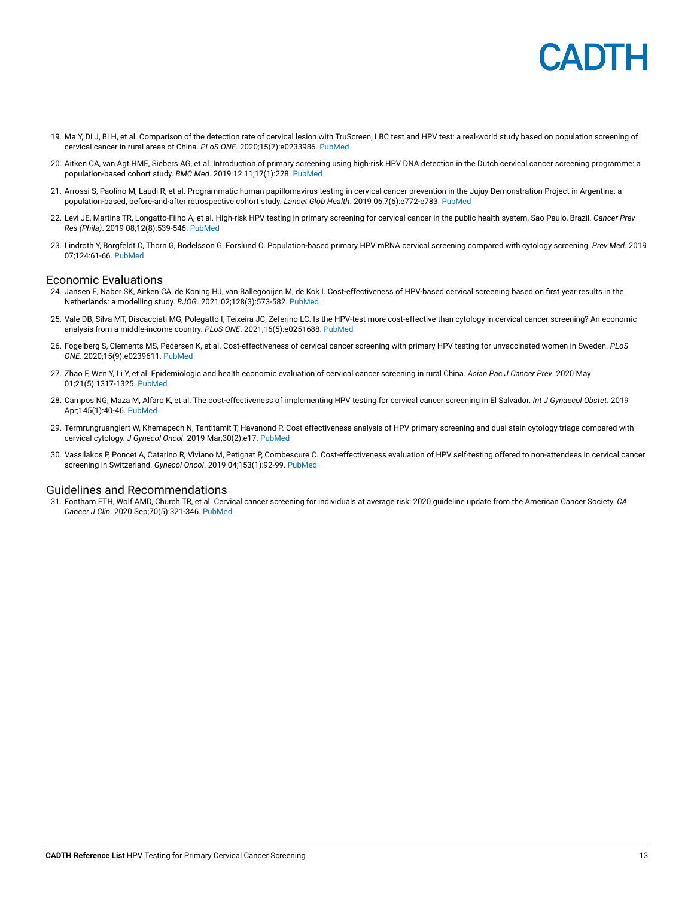19. Ma Y, Di J, Bi H, et al. Comparison of the detection rate of cervical lesion with TruScreen, LBC test and HPV test: a real-world study based on population screening of cervical cancer in rural areas of China. *PLoS ONE*. 2020;15(7):e0233986. PubMed

20. Aitken CA, van Agt HME, Siebers AG, et al. Introduction of primary screening using high-risk HPV DNA detection in the Dutch cervical cancer screening programme: a population-based cohort study. *BMC Med*. 2019 12 11;17(1):228. PubMed

21. Arrossi S, Paolino M, Laudi R, et al. Programmatic human papillomavirus testing in cervical cancer prevention in the Jujuy Demonstration Project in Argentina: a population-based, before-and-after retrospective cohort study. *Lancet Glob Health*. 2019 06;7(6):e772-e783. PubMed

22. Levi JE, Martins TR, Longatto-Filho A, et al. High-risk HPV testing in primary screening for cervical cancer in the public health system, Sao Paulo, Brazil. *Cancer Prev Res (Phila)*. 2019 08;12(8):539-546. PubMed

23. Lindroth Y, Borgfeldt C, Thorn G, Bodelsson G, Forslund O. Population-based primary HPV mRNA cervical screening compared with cytology screening. *Prev Med*. 2019 07;124:61-66. PubMed

## Economic Evaluations

24. Jansen E, Naber SK, Aitken CA, de Koning HJ, van Ballegooijen M, de Kok I. Cost-effectiveness of HPV-based cervical screening based on first year results in the Netherlands: a modelling study. *BJOG*. 2021 02;128(3):573-582. PubMed

25. Vale DB, Silva MT, Discacciati MG, Polegatto I, Teixeira JC, Zeferino LC. Is the HPV-test more cost-effective than cytology in cervical cancer screening? An economic analysis from a middle-income country. *PLoS ONE*. 2021;16(5):e0251688. PubMed

26. Fogelberg S, Clements MS, Pedersen K, et al. Cost-effectiveness of cervical cancer screening with primary HPV testing for unvaccinated women in Sweden. *PLoS ONE*. 2020;15(9):e0239611. PubMed

27. Zhao F, Wen Y, Li Y, et al. Epidemiologic and health economic evaluation of cervical cancer screening in rural China. *Asian Pac J Cancer Prev*. 2020 May 01;21(5):1317-1325. PubMed

28. Campos NG, Maza M, Alfaro K, et al. The cost-effectiveness of implementing HPV testing for cervical cancer screening in El Salvador. *Int J Gynaecol Obstet*. 2019 Apr;145(1):40-46. PubMed

29. Termrungruanglert W, Khemapech N, Tantitamit T, Havanond P. Cost effectiveness analysis of HPV primary screening and dual stain cytology triage compared with cervical cytology. *J Gynecol Oncol*. 2019 Mar;30(2):e17. PubMed

30. Vassilakos P, Poncet A, Catarino R, Viviano M, Petignat P, Combescure C. Cost-effectiveness evaluation of HPV self-testing offered to non-attendees in cervical cancer screening in Switzerland. *Gynecol Oncol*. 2019 04;153(1):92-99. PubMed

## Guidelines and Recommendations

31. Fontham ETH, Wolf AMD, Church TR, et al. Cervical cancer screening for individuals at average risk: 2020 guideline update from the American Cancer Society. *CA Cancer J Clin*. 2020 Sep;70(5):321-346. PubMed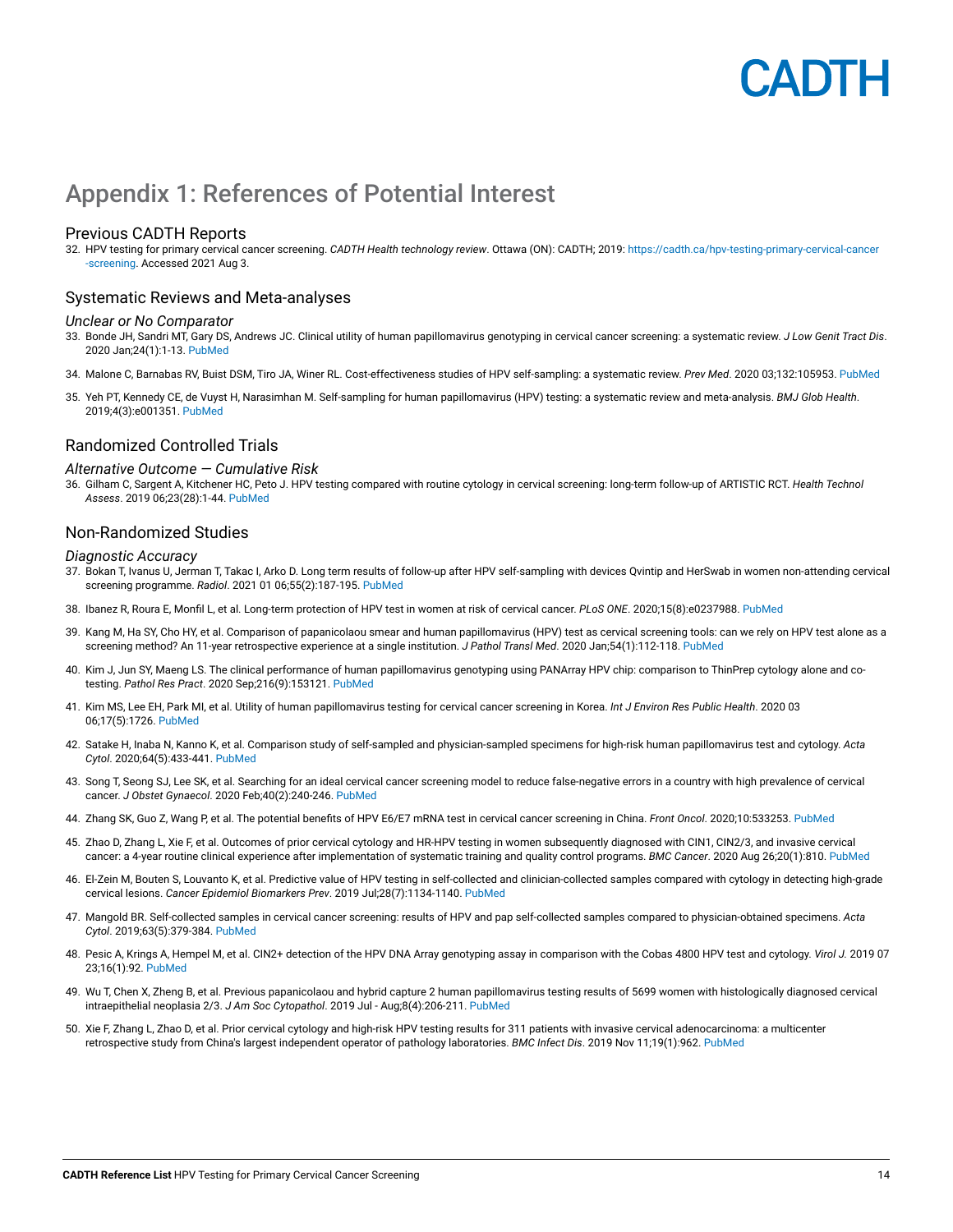# Appendix 1: References of Potential Interest

## Previous CADTH Reports

32. HPV testing for primary cervical cancer screening. *CADTH Health technology review*. Ottawa (ON): CADTH; 2019: https://cadth.ca/hpv-testing-primary-cervical-cancer-screening. Accessed 2021 Aug 3.

## Systematic Reviews and Meta-analyses

### *Unclear or No Comparator*

33. Bonde JH, Sandri MT, Gary DS, Andrews JC. Clinical utility of human papillomavirus genotyping in cervical cancer screening: a systematic review. *J Low Genit Tract Dis*. 2020 Jan;24(1):1-13. PubMed
34. Malone C, Barnabas RV, Buist DSM, Tiro JA, Winer RL. Cost-effectiveness studies of HPV self-sampling: a systematic review. *Prev Med*. 2020 03;132:105953. PubMed
35. Yeh PT, Kennedy CE, de Vuyst H, Narasimhan M. Self-sampling for human papillomavirus (HPV) testing: a systematic review and meta-analysis. *BMJ Glob Health*. 2019;4(3):e001351. PubMed

## Randomized Controlled Trials

### *Alternative Outcome — Cumulative Risk*

36. Gilham C, Sargent A, Kitchener HC, Peto J. HPV testing compared with routine cytology in cervical screening: long-term follow-up of ARTISTIC RCT. *Health Technol Assess*. 2019 06;23(28):1-44. PubMed

## Non-Randomized Studies

### *Diagnostic Accuracy*

37. Bokan T, Ivanus U, Jerman T, Takac I, Arko D. Long term results of follow-up after HPV self-sampling with devices Qvintip and HerSwab in women non-attending cervical screening programme. *Radiol*. 2021 01 06;55(2):187-195. PubMed
38. Ibanez R, Roura E, Monfil L, et al. Long-term protection of HPV test in women at risk of cervical cancer. *PLoS ONE*. 2020;15(8):e0237988. PubMed
39. Kang M, Ha SY, Cho HY, et al. Comparison of papanicolaou smear and human papillomavirus (HPV) test as cervical screening tools: can we rely on HPV test alone as a screening method? An 11-year retrospective experience at a single institution. *J Pathol Transl Med*. 2020 Jan;54(1):112-118. PubMed
40. Kim J, Jun SY, Maeng LS. The clinical performance of human papillomavirus genotyping using PANArray HPV chip: comparison to ThinPrep cytology alone and co-testing. *Pathol Res Pract*. 2020 Sep;216(9):153121. PubMed
41. Kim MS, Lee EH, Park MI, et al. Utility of human papillomavirus testing for cervical cancer screening in Korea. *Int J Environ Res Public Health*. 2020 03 06;17(5):1726. PubMed
42. Satake H, Inaba N, Kanno K, et al. Comparison study of self-sampled and physician-sampled specimens for high-risk human papillomavirus test and cytology. *Acta Cytol*. 2020;64(5):433-441. PubMed
43. Song T, Seong SJ, Lee SK, et al. Searching for an ideal cervical cancer screening model to reduce false-negative errors in a country with high prevalence of cervical cancer. *J Obstet Gynaecol*. 2020 Feb;40(2):240-246. PubMed
44. Zhang SK, Guo Z, Wang P, et al. The potential benefits of HPV E6/E7 mRNA test in cervical cancer screening in China. *Front Oncol*. 2020;10:533253. PubMed
45. Zhao D, Zhang L, Xie F, et al. Outcomes of prior cervical cytology and HR-HPV testing in women subsequently diagnosed with CIN1, CIN2/3, and invasive cervical cancer: a 4-year routine clinical experience after implementation of systematic training and quality control programs. *BMC Cancer*. 2020 Aug 26;20(1):810. PubMed
46. El-Zein M, Bouten S, Louvanto K, et al. Predictive value of HPV testing in self-collected and clinician-collected samples compared with cytology in detecting high-grade cervical lesions. *Cancer Epidemiol Biomarkers Prev*. 2019 Jul;28(7):1134-1140. PubMed
47. Mangold BR. Self-collected samples in cervical cancer screening: results of HPV and pap self-collected samples compared to physician-obtained specimens. *Acta Cytol*. 2019;63(5):379-384. PubMed
48. Pesic A, Krings A, Hempel M, et al. CIN2+ detection of the HPV DNA Array genotyping assay in comparison with the Cobas 4800 HPV test and cytology. *Virol J.* 2019 07 23;16(1):92. PubMed
49. Wu T, Chen X, Zheng B, et al. Previous papanicolaou and hybrid capture 2 human papillomavirus testing results of 5699 women with histologically diagnosed cervical intraepithelial neoplasia 2/3. *J Am Soc Cytopathol*. 2019 Jul - Aug;8(4):206-211. PubMed
50. Xie F, Zhang L, Zhao D, et al. Prior cervical cytology and high-risk HPV testing results for 311 patients with invasive cervical adenocarcinoma: a multicenter retrospective study from China's largest independent operator of pathology laboratories. *BMC Infect Dis*. 2019 Nov 11;19(1):962. PubMed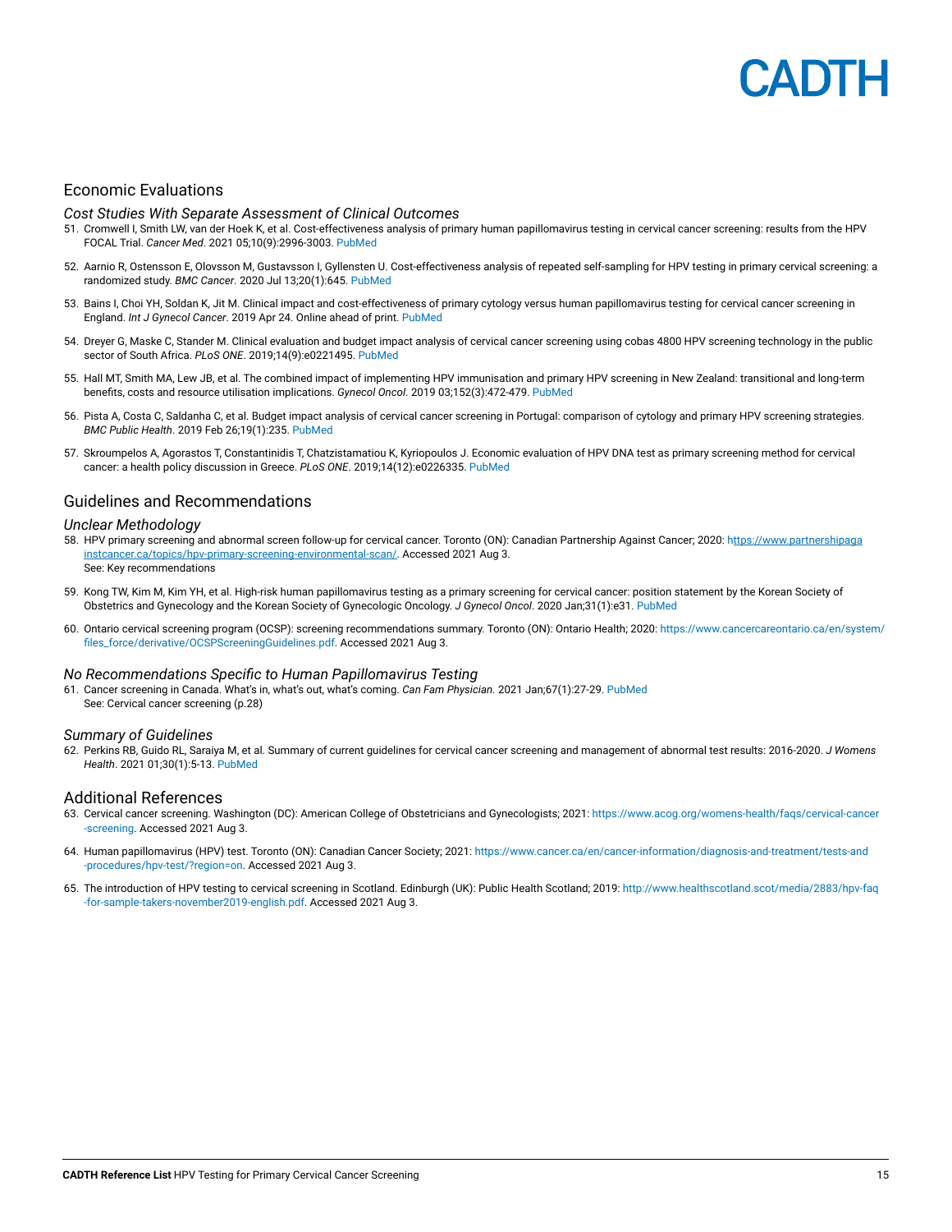## Economic Evaluations

### *Cost Studies With Separate Assessment of Clinical Outcomes*

51. Cromwell I, Smith LW, van der Hoek K, et al. Cost-effectiveness analysis of primary human papillomavirus testing in cervical cancer screening: results from the HPV FOCAL Trial. *Cancer Med*. 2021 05;10(9):2996-3003. PubMed

52. Aarnio R, Ostensson E, Olovsson M, Gustavsson I, Gyllensten U. Cost-effectiveness analysis of repeated self-sampling for HPV testing in primary cervical screening: a randomized study. *BMC Cancer*. 2020 Jul 13;20(1):645. PubMed

53. Bains I, Choi YH, Soldan K, Jit M. Clinical impact and cost-effectiveness of primary cytology versus human papillomavirus testing for cervical cancer screening in England. *Int J Gynecol Cancer*. 2019 Apr 24. Online ahead of print. PubMed

54. Dreyer G, Maske C, Stander M. Clinical evaluation and budget impact analysis of cervical cancer screening using cobas 4800 HPV screening technology in the public sector of South Africa. *PLoS ONE*. 2019;14(9):e0221495. PubMed

55. Hall MT, Smith MA, Lew JB, et al. The combined impact of implementing HPV immunisation and primary HPV screening in New Zealand: transitional and long-term benefits, costs and resource utilisation implications. *Gynecol Oncol*. 2019 03;152(3):472-479. PubMed

56. Pista A, Costa C, Saldanha C, et al. Budget impact analysis of cervical cancer screening in Portugal: comparison of cytology and primary HPV screening strategies. *BMC Public Health*. 2019 Feb 26;19(1):235. PubMed

57. Skroumpelos A, Agorastos T, Constantinidis T, Chatzistamatiou K, Kyriopoulos J. Economic evaluation of HPV DNA test as primary screening method for cervical cancer: a health policy discussion in Greece. *PLoS ONE*. 2019;14(12):e0226335. PubMed

## Guidelines and Recommendations

### *Unclear Methodology*

58. HPV primary screening and abnormal screen follow-up for cervical cancer. Toronto (ON): Canadian Partnership Against Cancer; 2020: https://www.partnershipagainstcancer.ca/topics/hpv-primary-screening-environmental-scan/. Accessed 2021 Aug 3.
    See: Key recommendations

59. Kong TW, Kim M, Kim YH, et al. High-risk human papillomavirus testing as a primary screening for cervical cancer: position statement by the Korean Society of Obstetrics and Gynecology and the Korean Society of Gynecologic Oncology. *J Gynecol Oncol*. 2020 Jan;31(1):e31. PubMed

60. Ontario cervical screening program (OCSP): screening recommendations summary. Toronto (ON): Ontario Health; 2020: https://www.cancercareontario.ca/en/system/files_force/derivative/OCSPScreeningGuidelines.pdf. Accessed 2021 Aug 3.

### *No Recommendations Specific to Human Papillomavirus Testing*

61. Cancer screening in Canada. What's in, what's out, what's coming. *Can Fam Physician.* 2021 Jan;67(1):27-29. PubMed
    See: Cervical cancer screening (p.28)

### *Summary of Guidelines*

62. Perkins RB, Guido RL, Saraiya M, et al. Summary of current guidelines for cervical cancer screening and management of abnormal test results: 2016-2020. *J Womens Health*. 2021 01;30(1):5-13. PubMed

## Additional References

63. Cervical cancer screening. Washington (DC): American College of Obstetricians and Gynecologists; 2021: https://www.acog.org/womens-health/faqs/cervical-cancer-screening. Accessed 2021 Aug 3.

64. Human papillomavirus (HPV) test. Toronto (ON): Canadian Cancer Society; 2021: https://www.cancer.ca/en/cancer-information/diagnosis-and-treatment/tests-and-procedures/hpv-test/?region=on. Accessed 2021 Aug 3.

65. The introduction of HPV testing to cervical screening in Scotland. Edinburgh (UK): Public Health Scotland; 2019: http://www.healthscotland.scot/media/2883/hpv-faq-for-sample-takers-november2019-english.pdf. Accessed 2021 Aug 3.